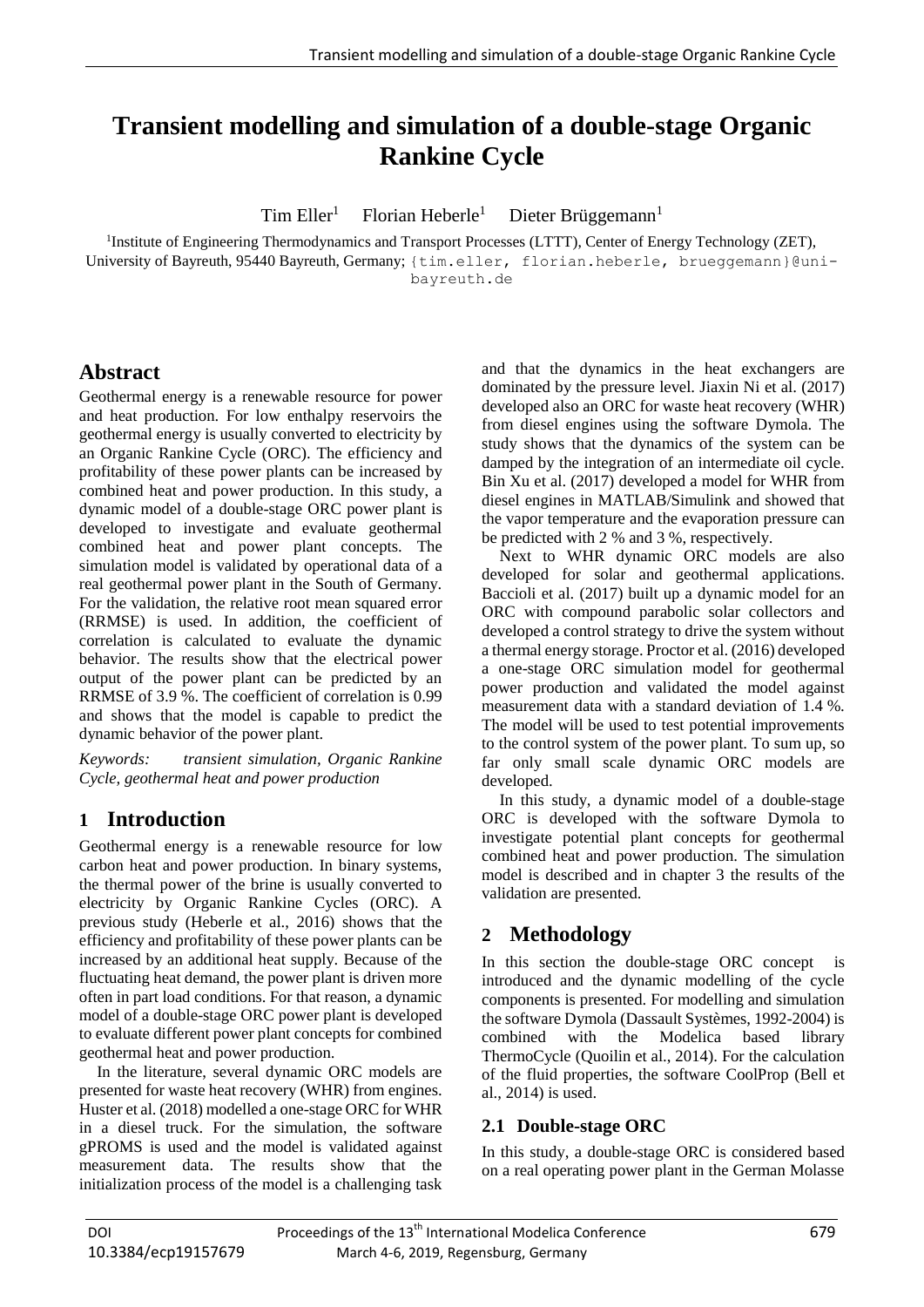# Transient modelling and simulation of a double-stage Organic Rankine Cycle

Tim Eller[1] Florian Heberle[1] Dieter Brüggemann[1]

[1]Institute of Engineering Thermodynamics and Transport Processes (LTTT), Center of Energy Technology (ZET), University of Bayreuth, 95440 Bayreuth, Germany; {tim.eller, florian.heberle, brueggemann}@uni-bayreuth.de

## Abstract

Geothermal energy is a renewable resource for power and heat production. For low enthalpy reservoirs the geothermal energy is usually converted to electricity by an Organic Rankine Cycle (ORC). The efficiency and profitability of these power plants can be increased by combined heat and power production. In this study, a dynamic model of a double-stage ORC power plant is developed to investigate and evaluate geothermal combined heat and power plant concepts. The simulation model is validated by operational data of a real geothermal power plant in the South of Germany. For the validation, the relative root mean squared error (RRMSE) is used. In addition, the coefficient of correlation is calculated to evaluate the dynamic behavior. The results show that the electrical power output of the power plant can be predicted by an RRMSE of 3.9 %. The coefficient of correlation is 0.99 and shows that the model is capable to predict the dynamic behavior of the power plant.

*Keywords: transient simulation, Organic Rankine Cycle, geothermal heat and power production*

## 1 Introduction

Geothermal energy is a renewable resource for low carbon heat and power production. In binary systems, the thermal power of the brine is usually converted to electricity by Organic Rankine Cycles (ORC). A previous study (Heberle et al., 2016) shows that the efficiency and profitability of these power plants can be increased by an additional heat supply. Because of the fluctuating heat demand, the power plant is driven more often in part load conditions. For that reason, a dynamic model of a double-stage ORC power plant is developed to evaluate different power plant concepts for combined geothermal heat and power production.

In the literature, several dynamic ORC models are presented for waste heat recovery (WHR) from engines. Huster et al. (2018) modelled a one-stage ORC for WHR in a diesel truck. For the simulation, the software gPROMS is used and the model is validated against measurement data. The results show that the initialization process of the model is a challenging task and that the dynamics in the heat exchangers are dominated by the pressure level. Jiaxin Ni et al. (2017) developed also an ORC for waste heat recovery (WHR) from diesel engines using the software Dymola. The study shows that the dynamics of the system can be damped by the integration of an intermediate oil cycle. Bin Xu et al. (2017) developed a model for WHR from diesel engines in MATLAB/Simulink and showed that the vapor temperature and the evaporation pressure can be predicted with 2 % and 3 %, respectively.

Next to WHR dynamic ORC models are also developed for solar and geothermal applications. Baccioli et al. (2017) built up a dynamic model for an ORC with compound parabolic solar collectors and developed a control strategy to drive the system without a thermal energy storage. Proctor et al. (2016) developed a one-stage ORC simulation model for geothermal power production and validated the model against measurement data with a standard deviation of 1.4 %. The model will be used to test potential improvements to the control system of the power plant. To sum up, so far only small scale dynamic ORC models are developed.

In this study, a dynamic model of a double-stage ORC is developed with the software Dymola to investigate potential plant concepts for geothermal combined heat and power production. The simulation model is described and in chapter 3 the results of the validation are presented.

## 2 Methodology

In this section the double-stage ORC concept is introduced and the dynamic modelling of the cycle components is presented. For modelling and simulation the software Dymola (Dassault Systèmes, 1992-2004) is combined with the Modelica based library ThermoCycle (Quoilin et al., 2014). For the calculation of the fluid properties, the software CoolProp (Bell et al., 2014) is used.

### 2.1 Double-stage ORC

In this study, a double-stage ORC is considered based on a real operating power plant in the German Molasse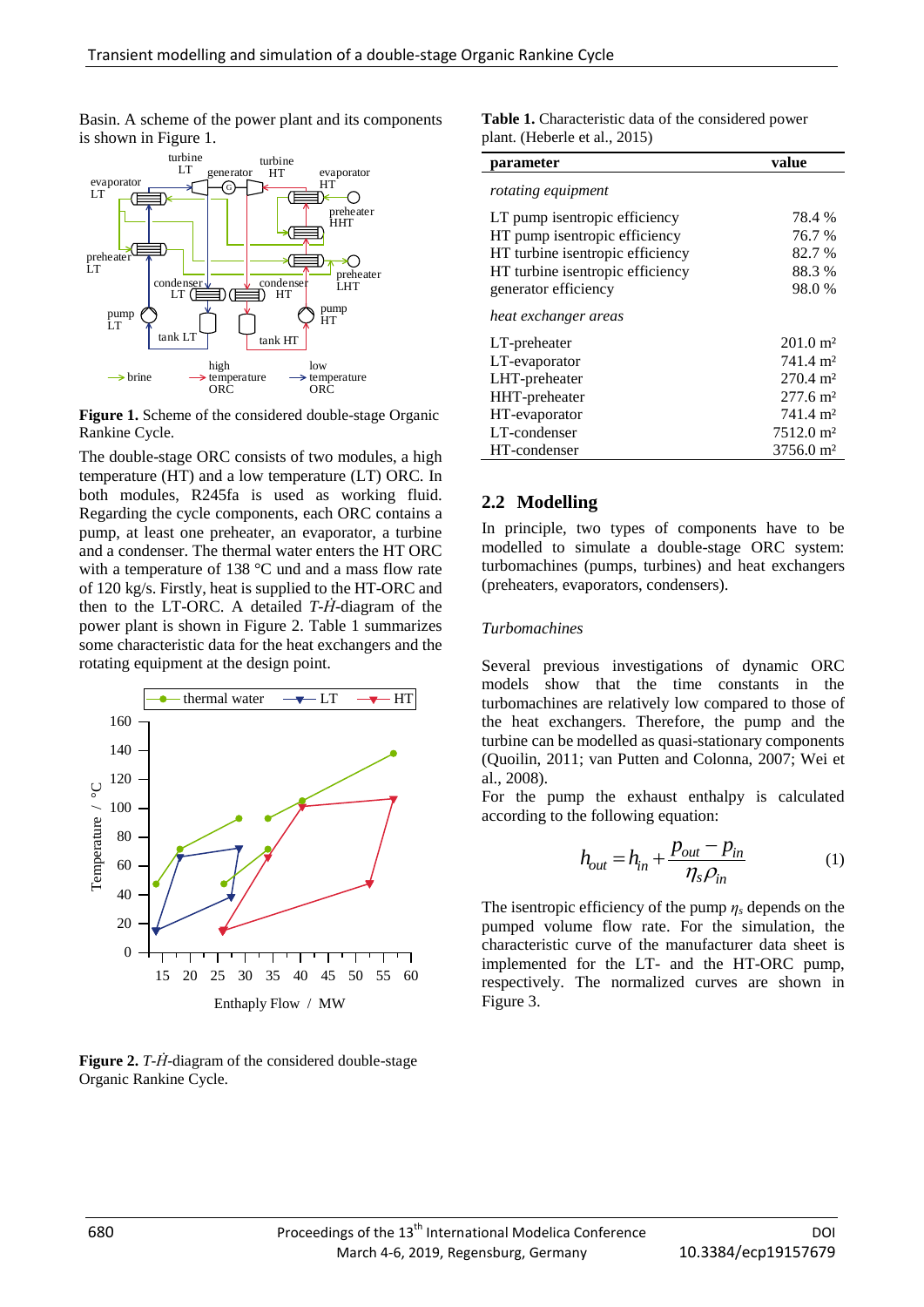Basin. A scheme of the power plant and its components is shown in Figure 1.

**Figure 1.** Scheme of the considered double-stage Organic Rankine Cycle.

The double-stage ORC consists of two modules, a high temperature (HT) and a low temperature (LT) ORC. In both modules, R245fa is used as working fluid. Regarding the cycle components, each ORC contains a pump, at least one preheater, an evaporator, a turbine and a condenser. The thermal water enters the HT ORC with a temperature of 138 °C und and a mass flow rate of 120 kg/s. Firstly, heat is supplied to the HT-ORC and then to the LT-ORC. A detailed *T-Ḣ*-diagram of the power plant is shown in Figure 2. Table 1 summarizes some characteristic data for the heat exchangers and the rotating equipment at the design point.

**Figure 2.** *T-Ḣ*-diagram of the considered double-stage Organic Rankine Cycle.

**Table 1.** Characteristic data of the considered power plant. (Heberle et al., 2015)

| parameter | value |
|---|---|
| *rotating equipment* | |
| LT pump isentropic efficiency | 78.4 % |
| HT pump isentropic efficiency | 76.7 % |
| HT turbine isentropic efficiency | 82.7 % |
| HT turbine isentropic efficiency | 88.3 % |
| generator efficiency | 98.0 % |
| *heat exchanger areas* | |
| LT-preheater | 201.0 m² |
| LT-evaporator | 741.4 m² |
| LHT-preheater | 270.4 m² |
| HHT-preheater | 277.6 m² |
| HT-evaporator | 741.4 m² |
| LT-condenser | 7512.0 m² |
| HT-condenser | 3756.0 m² |

## 2.2 Modelling

In principle, two types of components have to be modelled to simulate a double-stage ORC system: turbomachines (pumps, turbines) and heat exchangers (preheaters, evaporators, condensers).

### *Turbomachines*

Several previous investigations of dynamic ORC models show that the time constants in the turbomachines are relatively low compared to those of the heat exchangers. Therefore, the pump and the turbine can be modelled as quasi-stationary components (Quoilin, 2011; van Putten and Colonna, 2007; Wei et al., 2008).

For the pump the exhaust enthalpy is calculated according to the following equation:

$$h_{out} = h_{in} + \frac{p_{out} - p_{in}}{\eta_s \rho_{in}} \tag{1}$$

The isentropic efficiency of the pump $\eta_s$ depends on the pumped volume flow rate. For the simulation, the characteristic curve of the manufacturer data sheet is implemented for the LT- and the HT-ORC pump, respectively. The normalized curves are shown in Figure 3.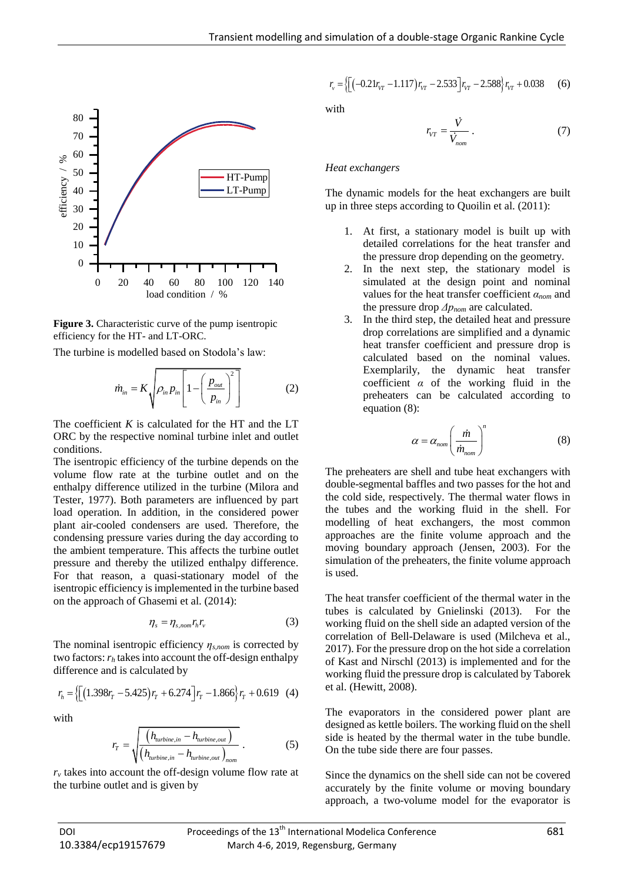**Figure 3.** Characteristic curve of the pump isentropic efficiency for the HT- and LT-ORC.

The turbine is modelled based on Stodola's law:

$$\dot{m}_{in} = K\sqrt{\rho_{in} p_{in}\left[1-\left(\frac{p_{out}}{p_{in}}\right)^2\right]} \quad (2)$$

The coefficient $K$ is calculated for the HT and the LT ORC by the respective nominal turbine inlet and outlet conditions.

The isentropic efficiency of the turbine depends on the volume flow rate at the turbine outlet and on the enthalpy difference utilized in the turbine (Milora and Tester, 1977). Both parameters are influenced by part load operation. In addition, in the considered power plant air-cooled condensers are used. Therefore, the condensing pressure varies during the day according to the ambient temperature. This affects the turbine outlet pressure and thereby the utilized enthalpy difference. For that reason, a quasi-stationary model of the isentropic efficiency is implemented in the turbine based on the approach of Ghasemi et al. (2014):

$$\eta_s = \eta_{s,nom} r_h r_v \quad (3)$$

The nominal isentropic efficiency $\eta_{s,nom}$ is corrected by two factors: $r_h$ takes into account the off-design enthalpy difference and is calculated by

$$r_h = \left\{\left[\left(1.398 r_T - 5.425\right) r_T + 6.274\right] r_T - 1.866\right\} r_T + 0.619 \quad (4)$$

with

$$r_T = \sqrt{\frac{\left(h_{turbine,in} - h_{turbine,out}\right)}{\left(h_{turbine,in} - h_{turbine,out}\right)_{nom}}}\,. \quad (5)$$

$r_v$ takes into account the off-design volume flow rate at the turbine outlet and is given by

$$r_v = \left\{\left[\left(-0.21 r_{VT} - 1.117\right) r_{VT} - 2.533\right] r_{VT} - 2.588\right\} r_{VT} + 0.038 \quad (6)$$

with

$$r_{VT} = \frac{\dot{V}}{\dot{V}_{nom}}\,. \quad (7)$$

*Heat exchangers*

The dynamic models for the heat exchangers are built up in three steps according to Quoilin et al. (2011):

1. At first, a stationary model is built up with detailed correlations for the heat transfer and the pressure drop depending on the geometry.
2. In the next step, the stationary model is simulated at the design point and nominal values for the heat transfer coefficient $\alpha_{nom}$ and the pressure drop $\Delta p_{nom}$ are calculated.
3. In the third step, the detailed heat and pressure drop correlations are simplified and a dynamic heat transfer coefficient and pressure drop is calculated based on the nominal values. Exemplarily, the dynamic heat transfer coefficient $\alpha$ of the working fluid in the preheaters can be calculated according to equation (8):

$$\alpha = \alpha_{nom}\left(\frac{\dot{m}}{\dot{m}_{nom}}\right)^n \quad (8)$$

The preheaters are shell and tube heat exchangers with double-segmental baffles and two passes for the hot and the cold side, respectively. The thermal water flows in the tubes and the working fluid in the shell. For modelling of heat exchangers, the most common approaches are the finite volume approach and the moving boundary approach (Jensen, 2003). For the simulation of the preheaters, the finite volume approach is used.

The heat transfer coefficient of the thermal water in the tubes is calculated by Gnielinski (2013). For the working fluid on the shell side an adapted version of the correlation of Bell-Delaware is used (Milcheva et al., 2017). For the pressure drop on the hot side a correlation of Kast and Nirschl (2013) is implemented and for the working fluid the pressure drop is calculated by Taborek et al. (Hewitt, 2008).

The evaporators in the considered power plant are designed as kettle boilers. The working fluid on the shell side is heated by the thermal water in the tube bundle. On the tube side there are four passes.

Since the dynamics on the shell side can not be covered accurately by the finite volume or moving boundary approach, a two-volume model for the evaporator is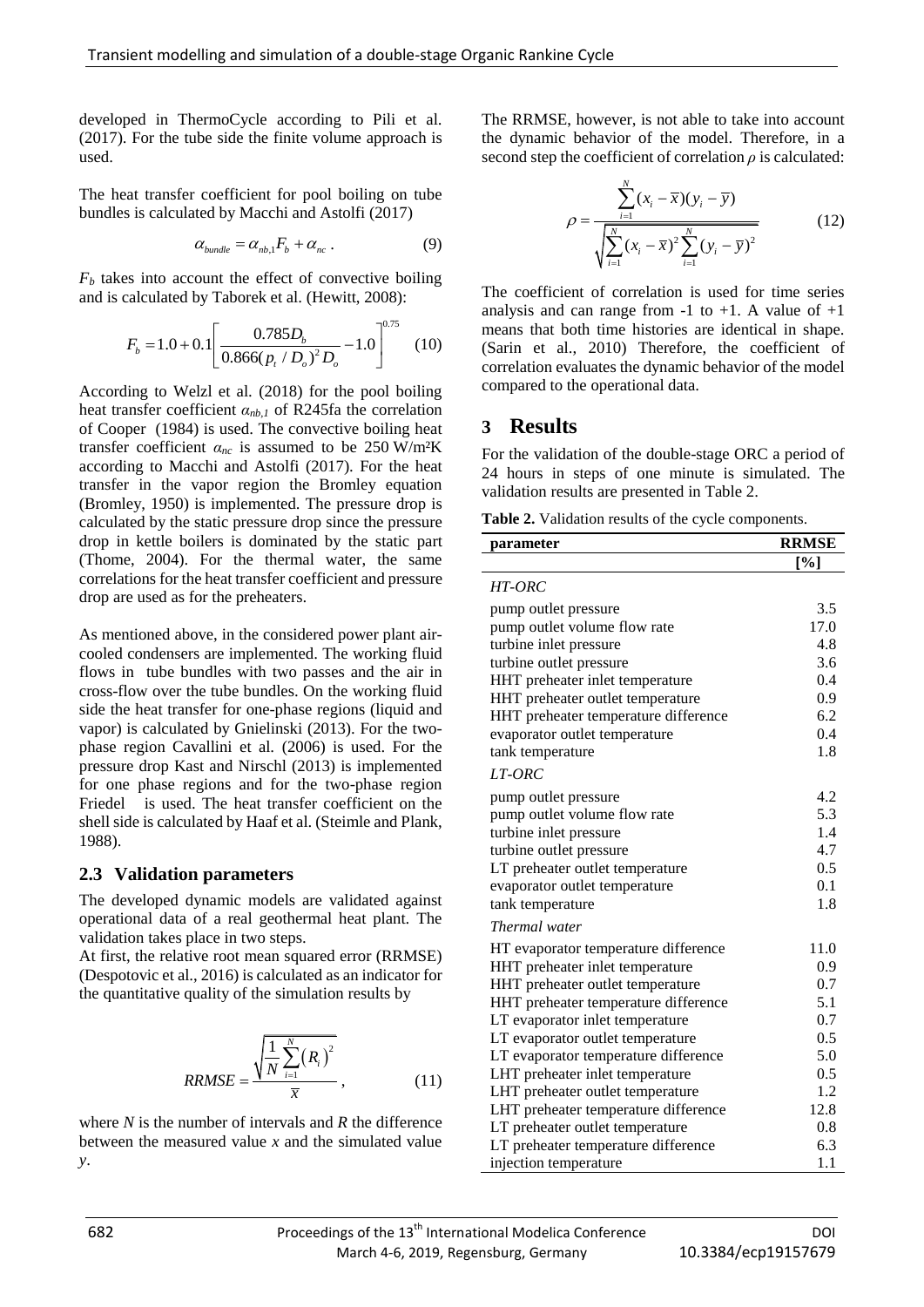developed in ThermoCycle according to Pili et al. (2017). For the tube side the finite volume approach is used.

The heat transfer coefficient for pool boiling on tube bundles is calculated by Macchi and Astolfi (2017)

$$\alpha_{bundle} = \alpha_{nb,1} F_b + \alpha_{nc} \,. \tag{9}$$

$F_b$ takes into account the effect of convective boiling and is calculated by Taborek et al. (Hewitt, 2008):

$$F_b = 1.0 + 0.1 \left[ \frac{0.785 D_b}{0.866 (p_t / D_o)^2 D_o} - 1.0 \right]^{0.75} \tag{10}$$

According to Welzl et al. (2018) for the pool boiling heat transfer coefficient $\alpha_{nb,1}$ of R245fa the correlation of Cooper (1984) is used. The convective boiling heat transfer coefficient $\alpha_{nc}$ is assumed to be 250 W/m²K according to Macchi and Astolfi (2017). For the heat transfer in the vapor region the Bromley equation (Bromley, 1950) is implemented. The pressure drop is calculated by the static pressure drop since the pressure drop in kettle boilers is dominated by the static part (Thome, 2004). For the thermal water, the same correlations for the heat transfer coefficient and pressure drop are used as for the preheaters.

As mentioned above, in the considered power plant air-cooled condensers are implemented. The working fluid flows in tube bundles with two passes and the air in cross-flow over the tube bundles. On the working fluid side the heat transfer for one-phase regions (liquid and vapor) is calculated by Gnielinski (2013). For the two-phase region Cavallini et al. (2006) is used. For the pressure drop Kast and Nirschl (2013) is implemented for one phase regions and for the two-phase region Friedel is used. The heat transfer coefficient on the shell side is calculated by Haaf et al. (Steimle and Plank, 1988).

### 2.3 Validation parameters

The developed dynamic models are validated against operational data of a real geothermal heat plant. The validation takes place in two steps.

At first, the relative root mean squared error (RRMSE) (Despotovic et al., 2016) is calculated as an indicator for the quantitative quality of the simulation results by

$$RRMSE = \frac{\sqrt{\frac{1}{N} \sum_{i=1}^{N} (R_i)^2}}{\overline{x}} \,, \tag{11}$$

where $N$ is the number of intervals and $R$ the difference between the measured value $x$ and the simulated value $y$.

The RRMSE, however, is not able to take into account the dynamic behavior of the model. Therefore, in a second step the coefficient of correlation $\rho$ is calculated:

$$\rho = \frac{\sum_{i=1}^{N} (x_i - \overline{x})(y_i - \overline{y})}{\sqrt{\sum_{i=1}^{N} (x_i - \overline{x})^2 \sum_{i=1}^{N} (y_i - \overline{y})^2}} \tag{12}$$

The coefficient of correlation is used for time series analysis and can range from -1 to +1. A value of +1 means that both time histories are identical in shape. (Sarin et al., 2010) Therefore, the coefficient of correlation evaluates the dynamic behavior of the model compared to the operational data.

## 3 Results

For the validation of the double-stage ORC a period of 24 hours in steps of one minute is simulated. The validation results are presented in Table 2.

**Table 2.** Validation results of the cycle components.

| parameter | RRMSE [%] |
|---|---|
| *HT-ORC* | |
| pump outlet pressure | 3.5 |
| pump outlet volume flow rate | 17.0 |
| turbine inlet pressure | 4.8 |
| turbine outlet pressure | 3.6 |
| HHT preheater inlet temperature | 0.4 |
| HHT preheater outlet temperature | 0.9 |
| HHT preheater temperature difference | 6.2 |
| evaporator outlet temperature | 0.4 |
| tank temperature | 1.8 |
| *LT-ORC* | |
| pump outlet pressure | 4.2 |
| pump outlet volume flow rate | 5.3 |
| turbine inlet pressure | 1.4 |
| turbine outlet pressure | 4.7 |
| LT preheater outlet temperature | 0.5 |
| evaporator outlet temperature | 0.1 |
| tank temperature | 1.8 |
| *Thermal water* | |
| HT evaporator temperature difference | 11.0 |
| HHT preheater inlet temperature | 0.9 |
| HHT preheater outlet temperature | 0.7 |
| HHT preheater temperature difference | 5.1 |
| LT evaporator inlet temperature | 0.7 |
| LT evaporator outlet temperature | 0.5 |
| LT evaporator temperature difference | 5.0 |
| LHT preheater inlet temperature | 0.5 |
| LHT preheater outlet temperature | 1.2 |
| LHT preheater temperature difference | 12.8 |
| LT preheater outlet temperature | 0.8 |
| LT preheater temperature difference | 6.3 |
| injection temperature | 1.1 |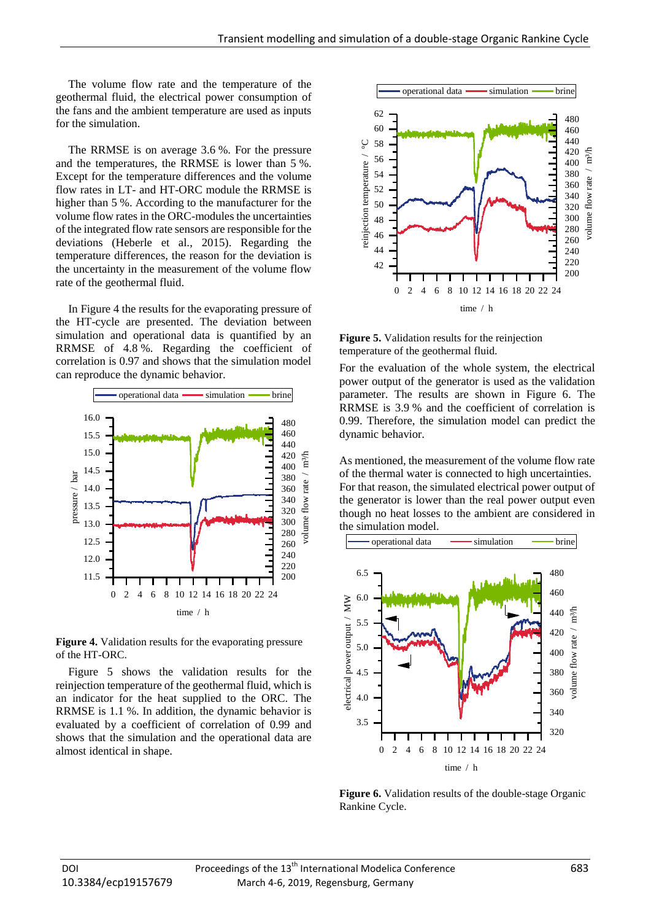The volume flow rate and the temperature of the geothermal fluid, the electrical power consumption of the fans and the ambient temperature are used as inputs for the simulation.

The RRMSE is on average 3.6 %. For the pressure and the temperatures, the RRMSE is lower than 5 %. Except for the temperature differences and the volume flow rates in LT- and HT-ORC module the RRMSE is higher than 5 %. According to the manufacturer for the volume flow rates in the ORC-modules the uncertainties of the integrated flow rate sensors are responsible for the deviations (Heberle et al., 2015). Regarding the temperature differences, the reason for the deviation is the uncertainty in the measurement of the volume flow rate of the geothermal fluid.

In Figure 4 the results for the evaporating pressure of the HT-cycle are presented. The deviation between simulation and operational data is quantified by an RRMSE of 4.8 %. Regarding the coefficient of correlation is 0.97 and shows that the simulation model can reproduce the dynamic behavior.

**Figure 4.** Validation results for the evaporating pressure of the HT-ORC.

Figure 5 shows the validation results for the reinjection temperature of the geothermal fluid, which is an indicator for the heat supplied to the ORC. The RRMSE is 1.1 %. In addition, the dynamic behavior is evaluated by a coefficient of correlation of 0.99 and shows that the simulation and the operational data are almost identical in shape.

**Figure 5.** Validation results for the reinjection temperature of the geothermal fluid.

For the evaluation of the whole system, the electrical power output of the generator is used as the validation parameter. The results are shown in Figure 6. The RRMSE is 3.9 % and the coefficient of correlation is 0.99. Therefore, the simulation model can predict the dynamic behavior.

As mentioned, the measurement of the volume flow rate of the thermal water is connected to high uncertainties. For that reason, the simulated electrical power output of the generator is lower than the real power output even though no heat losses to the ambient are considered in the simulation model.

**Figure 6.** Validation results of the double-stage Organic Rankine Cycle.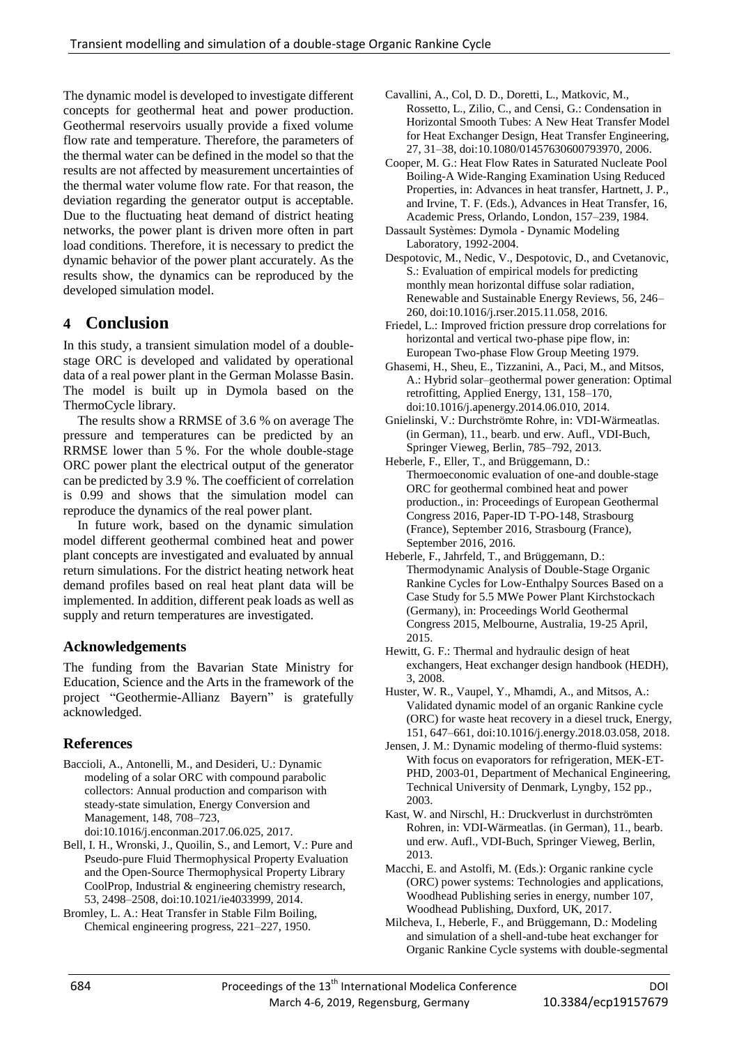The dynamic model is developed to investigate different concepts for geothermal heat and power production. Geothermal reservoirs usually provide a fixed volume flow rate and temperature. Therefore, the parameters of the thermal water can be defined in the model so that the results are not affected by measurement uncertainties of the thermal water volume flow rate. For that reason, the deviation regarding the generator output is acceptable. Due to the fluctuating heat demand of district heating networks, the power plant is driven more often in part load conditions. Therefore, it is necessary to predict the dynamic behavior of the power plant accurately. As the results show, the dynamics can be reproduced by the developed simulation model.

## 4 Conclusion

In this study, a transient simulation model of a double-stage ORC is developed and validated by operational data of a real power plant in the German Molasse Basin. The model is built up in Dymola based on the ThermoCycle library.

The results show a RRMSE of 3.6 % on average The pressure and temperatures can be predicted by an RRMSE lower than 5 %. For the whole double-stage ORC power plant the electrical output of the generator can be predicted by 3.9 %. The coefficient of correlation is 0.99 and shows that the simulation model can reproduce the dynamics of the real power plant.

In future work, based on the dynamic simulation model different geothermal combined heat and power plant concepts are investigated and evaluated by annual return simulations. For the district heating network heat demand profiles based on real heat plant data will be implemented. In addition, different peak loads as well as supply and return temperatures are investigated.

### Acknowledgements

The funding from the Bavarian State Ministry for Education, Science and the Arts in the framework of the project "Geothermie-Allianz Bayern" is gratefully acknowledged.

### References

Baccioli, A., Antonelli, M., and Desideri, U.: Dynamic modeling of a solar ORC with compound parabolic collectors: Annual production and comparison with steady-state simulation, Energy Conversion and Management, 148, 708–723, doi:10.1016/j.enconman.2017.06.025, 2017.

Bell, I. H., Wronski, J., Quoilin, S., and Lemort, V.: Pure and Pseudo-pure Fluid Thermophysical Property Evaluation and the Open-Source Thermophysical Property Library CoolProp, Industrial & engineering chemistry research, 53, 2498–2508, doi:10.1021/ie4033999, 2014.

Bromley, L. A.: Heat Transfer in Stable Film Boiling, Chemical engineering progress, 221–227, 1950.

Cavallini, A., Col, D. D., Doretti, L., Matkovic, M., Rossetto, L., Zilio, C., and Censi, G.: Condensation in Horizontal Smooth Tubes: A New Heat Transfer Model for Heat Exchanger Design, Heat Transfer Engineering, 27, 31–38, doi:10.1080/01457630600793970, 2006.

Cooper, M. G.: Heat Flow Rates in Saturated Nucleate Pool Boiling-A Wide-Ranging Examination Using Reduced Properties, in: Advances in heat transfer, Hartnett, J. P., and Irvine, T. F. (Eds.), Advances in Heat Transfer, 16, Academic Press, Orlando, London, 157–239, 1984.

Dassault Systèmes: Dymola - Dynamic Modeling Laboratory, 1992-2004.

Despotovic, M., Nedic, V., Despotovic, D., and Cvetanovic, S.: Evaluation of empirical models for predicting monthly mean horizontal diffuse solar radiation, Renewable and Sustainable Energy Reviews, 56, 246–260, doi:10.1016/j.rser.2015.11.058, 2016.

Friedel, L.: Improved friction pressure drop correlations for horizontal and vertical two-phase pipe flow, in: European Two-phase Flow Group Meeting 1979.

Ghasemi, H., Sheu, E., Tizzanini, A., Paci, M., and Mitsos, A.: Hybrid solar–geothermal power generation: Optimal retrofitting, Applied Energy, 131, 158–170, doi:10.1016/j.apenergy.2014.06.010, 2014.

Gnielinski, V.: Durchströmte Rohre, in: VDI-Wärmeatlas. (in German), 11., bearb. und erw. Aufl., VDI-Buch, Springer Vieweg, Berlin, 785–792, 2013.

Heberle, F., Eller, T., and Brüggemann, D.: Thermoeconomic evaluation of one-and double-stage ORC for geothermal combined heat and power production., in: Proceedings of European Geothermal Congress 2016, Paper-ID T-PO-148, Strasbourg (France), September 2016, Strasbourg (France), September 2016, 2016.

Heberle, F., Jahrfeld, T., and Brüggemann, D.: Thermodynamic Analysis of Double-Stage Organic Rankine Cycles for Low-Enthalpy Sources Based on a Case Study for 5.5 MWe Power Plant Kirchstockach (Germany), in: Proceedings World Geothermal Congress 2015, Melbourne, Australia, 19-25 April, 2015.

Hewitt, G. F.: Thermal and hydraulic design of heat exchangers, Heat exchanger design handbook (HEDH), 3, 2008.

Huster, W. R., Vaupel, Y., Mhamdi, A., and Mitsos, A.: Validated dynamic model of an organic Rankine cycle (ORC) for waste heat recovery in a diesel truck, Energy, 151, 647–661, doi:10.1016/j.energy.2018.03.058, 2018.

Jensen, J. M.: Dynamic modeling of thermo-fluid systems: With focus on evaporators for refrigeration, MEK-ET-PHD, 2003-01, Department of Mechanical Engineering, Technical University of Denmark, Lyngby, 152 pp., 2003.

Kast, W. and Nirschl, H.: Druckverlust in durchströmten Rohren, in: VDI-Wärmeatlas. (in German), 11., bearb. und erw. Aufl., VDI-Buch, Springer Vieweg, Berlin, 2013.

Macchi, E. and Astolfi, M. (Eds.): Organic rankine cycle (ORC) power systems: Technologies and applications, Woodhead Publishing series in energy, number 107, Woodhead Publishing, Duxford, UK, 2017.

Milcheva, I., Heberle, F., and Brüggemann, D.: Modeling and simulation of a shell-and-tube heat exchanger for Organic Rankine Cycle systems with double-segmental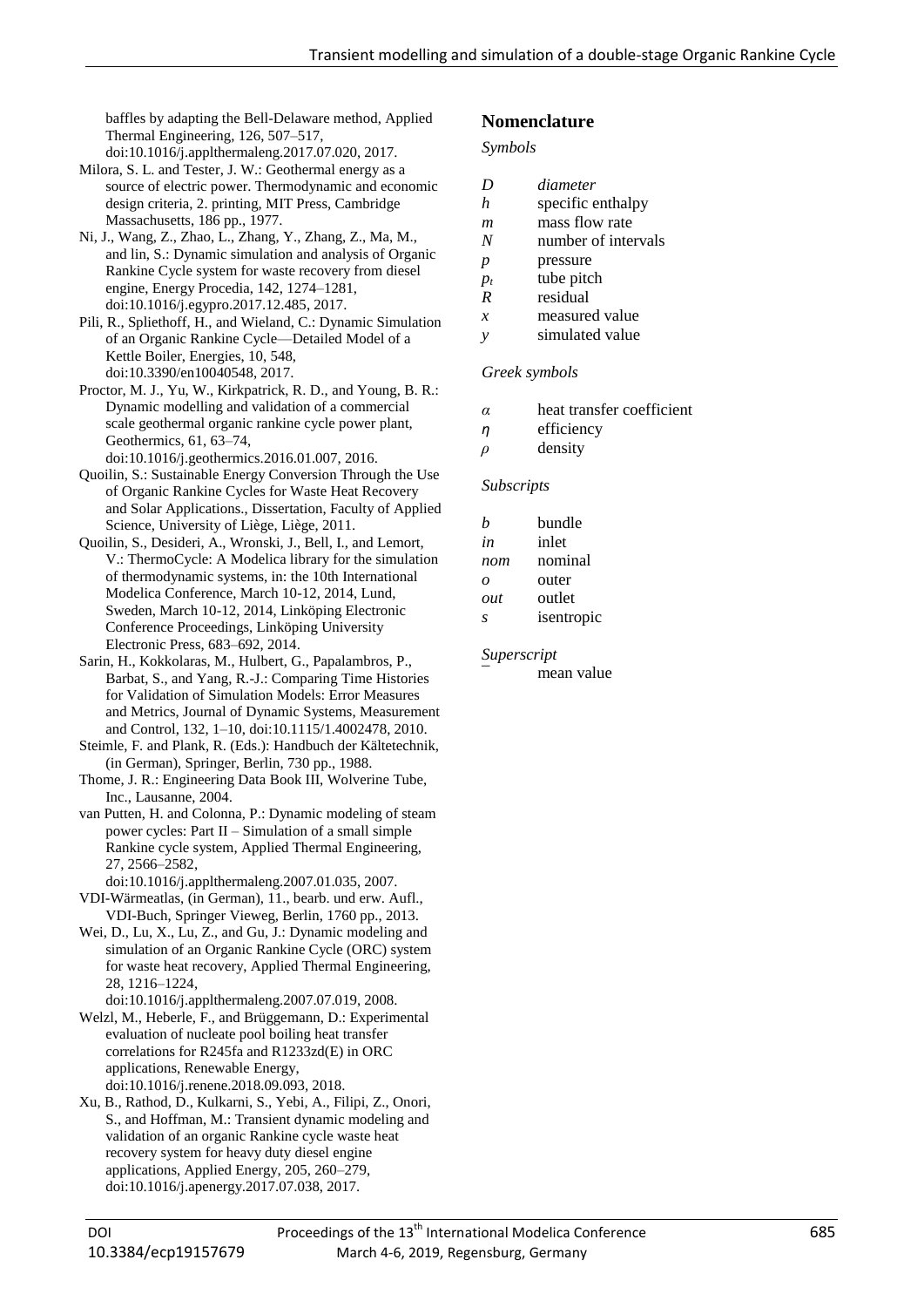baffles by adapting the Bell-Delaware method, Applied Thermal Engineering, 126, 507–517, doi:10.1016/j.applthermaleng.2017.07.020, 2017.

Milora, S. L. and Tester, J. W.: Geothermal energy as a source of electric power. Thermodynamic and economic design criteria, 2. printing, MIT Press, Cambridge Massachusetts, 186 pp., 1977.

Ni, J., Wang, Z., Zhao, L., Zhang, Y., Zhang, Z., Ma, M., and lin, S.: Dynamic simulation and analysis of Organic Rankine Cycle system for waste recovery from diesel engine, Energy Procedia, 142, 1274–1281, doi:10.1016/j.egypro.2017.12.485, 2017.

Pili, R., Spliethoff, H., and Wieland, C.: Dynamic Simulation of an Organic Rankine Cycle—Detailed Model of a Kettle Boiler, Energies, 10, 548, doi:10.3390/en10040548, 2017.

Proctor, M. J., Yu, W., Kirkpatrick, R. D., and Young, B. R.: Dynamic modelling and validation of a commercial scale geothermal organic rankine cycle power plant, Geothermics, 61, 63–74, doi:10.1016/j.geothermics.2016.01.007, 2016.

Quoilin, S.: Sustainable Energy Conversion Through the Use of Organic Rankine Cycles for Waste Heat Recovery and Solar Applications., Dissertation, Faculty of Applied Science, University of Liège, Liège, 2011.

Quoilin, S., Desideri, A., Wronski, J., Bell, I., and Lemort, V.: ThermoCycle: A Modelica library for the simulation of thermodynamic systems, in: the 10th International Modelica Conference, March 10-12, 2014, Lund, Sweden, March 10-12, 2014, Linköping Electronic Conference Proceedings, Linköping University Electronic Press, 683–692, 2014.

Sarin, H., Kokkolaras, M., Hulbert, G., Papalambros, P., Barbat, S., and Yang, R.-J.: Comparing Time Histories for Validation of Simulation Models: Error Measures and Metrics, Journal of Dynamic Systems, Measurement and Control, 132, 1–10, doi:10.1115/1.4002478, 2010.

Steimle, F. and Plank, R. (Eds.): Handbuch der Kältetechnik, (in German), Springer, Berlin, 730 pp., 1988.

Thome, J. R.: Engineering Data Book III, Wolverine Tube, Inc., Lausanne, 2004.

van Putten, H. and Colonna, P.: Dynamic modeling of steam power cycles: Part II – Simulation of a small simple Rankine cycle system, Applied Thermal Engineering, 27, 2566–2582, doi:10.1016/j.applthermaleng.2007.01.035, 2007.

VDI-Wärmeatlas, (in German), 11., bearb. und erw. Aufl., VDI-Buch, Springer Vieweg, Berlin, 1760 pp., 2013.

Wei, D., Lu, X., Lu, Z., and Gu, J.: Dynamic modeling and simulation of an Organic Rankine Cycle (ORC) system for waste heat recovery, Applied Thermal Engineering, 28, 1216–1224, doi:10.1016/j.applthermaleng.2007.07.019, 2008.

Welzl, M., Heberle, F., and Brüggemann, D.: Experimental evaluation of nucleate pool boiling heat transfer correlations for R245fa and R1233zd(E) in ORC applications, Renewable Energy, doi:10.1016/j.renene.2018.09.093, 2018.

Xu, B., Rathod, D., Kulkarni, S., Yebi, A., Filipi, Z., Onori, S., and Hoffman, M.: Transient dynamic modeling and validation of an organic Rankine cycle waste heat recovery system for heavy duty diesel engine applications, Applied Energy, 205, 260–279, doi:10.1016/j.apenergy.2017.07.038, 2017.

## Nomenclature

*Symbols*

| | |
|---|---|
| $D$ | diameter |
| $h$ | specific enthalpy |
| $m$ | mass flow rate |
| $N$ | number of intervals |
| $p$ | pressure |
| $p_t$ | tube pitch |
| $R$ | residual |
| $x$ | measured value |
| $y$ | simulated value |

*Greek symbols*

| | |
|---|---|
| $\alpha$ | heat transfer coefficient |
| $\eta$ | efficiency |
| $\rho$ | density |

*Subscripts*

| | |
|---|---|
| *b* | bundle |
| *in* | inlet |
| *nom* | nominal |
| *o* | outer |
| *out* | outlet |
| *s* | isentropic |

*Superscript*

| | |
|---|---|
| $\bar{}$ | mean value |